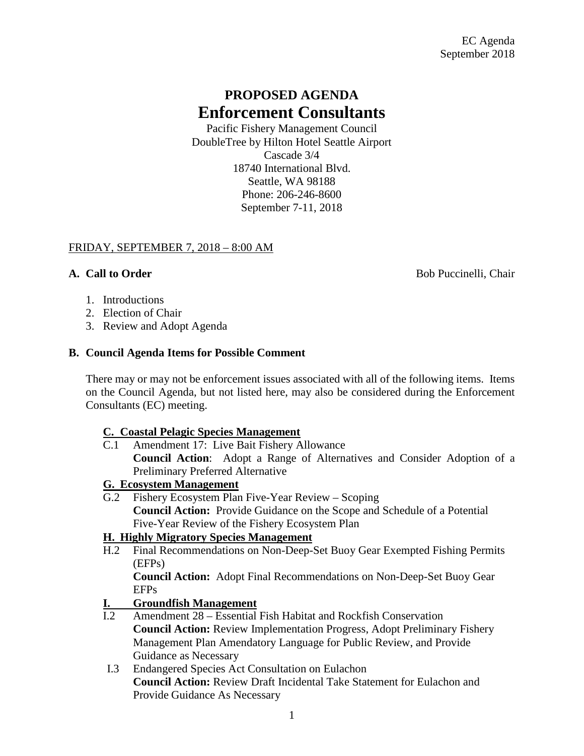EC Agenda
September 2018

# PROPOSED AGENDA
# Enforcement Consultants

Pacific Fishery Management Council
DoubleTree by Hilton Hotel Seattle Airport
Cascade 3/4
18740 International Blvd.
Seattle, WA 98188
Phone: 206-246-8600
September 7-11, 2018

FRIDAY, SEPTEMBER 7, 2018 – 8:00 AM

**A. Call to Order** Bob Puccinelli, Chair

1. Introductions
2. Election of Chair
3. Review and Adopt Agenda

**B. Council Agenda Items for Possible Comment**

There may or may not be enforcement issues associated with all of the following items. Items on the Council Agenda, but not listed here, may also be considered during the Enforcement Consultants (EC) meeting.

**C. Coastal Pelagic Species Management**

C.1 Amendment 17: Live Bait Fishery Allowance
**Council Action**: Adopt a Range of Alternatives and Consider Adoption of a Preliminary Preferred Alternative

**G. Ecosystem Management**

G.2 Fishery Ecosystem Plan Five-Year Review – Scoping
**Council Action:** Provide Guidance on the Scope and Schedule of a Potential Five-Year Review of the Fishery Ecosystem Plan

**H. Highly Migratory Species Management**

H.2 Final Recommendations on Non-Deep-Set Buoy Gear Exempted Fishing Permits (EFPs)
**Council Action:** Adopt Final Recommendations on Non-Deep-Set Buoy Gear EFPs

**I. Groundfish Management**

I.2 Amendment 28 – Essential Fish Habitat and Rockfish Conservation
**Council Action:** Review Implementation Progress, Adopt Preliminary Fishery Management Plan Amendatory Language for Public Review, and Provide Guidance as Necessary

I.3 Endangered Species Act Consultation on Eulachon
**Council Action:** Review Draft Incidental Take Statement for Eulachon and Provide Guidance As Necessary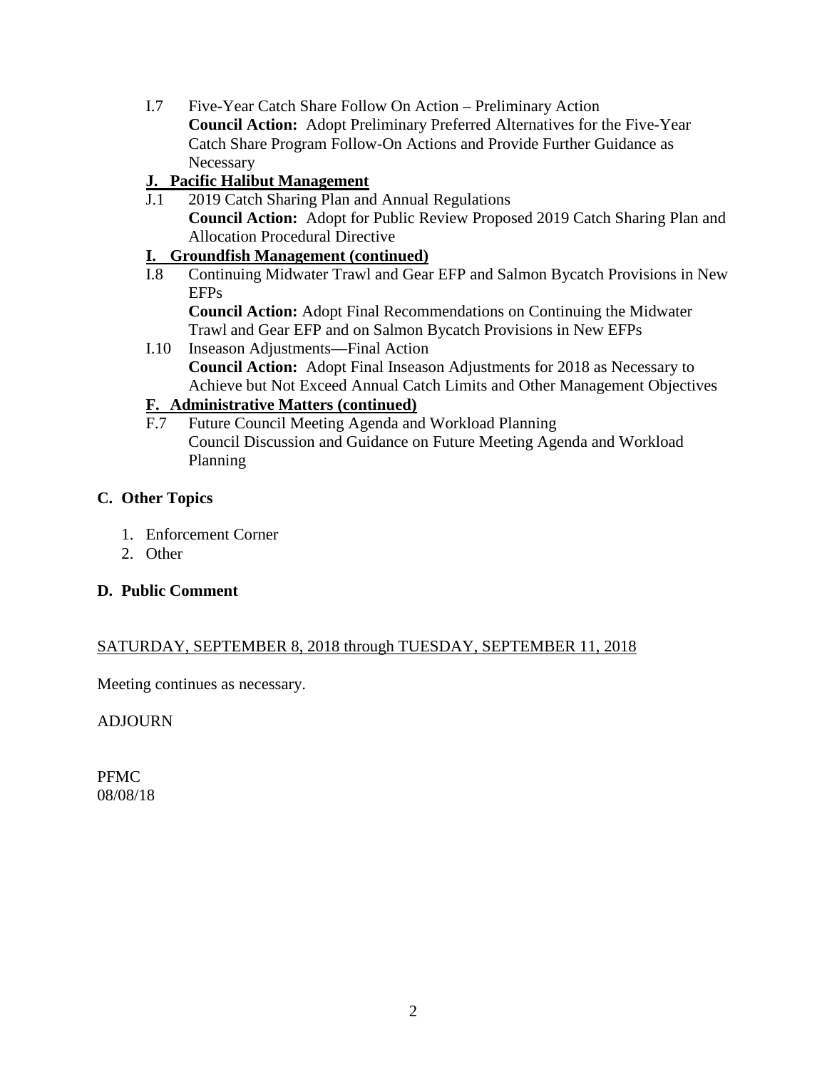I.7 Five-Year Catch Share Follow On Action – Preliminary Action
**Council Action:** Adopt Preliminary Preferred Alternatives for the Five-Year Catch Share Program Follow-On Actions and Provide Further Guidance as Necessary

**J. Pacific Halibut Management**

J.1 2019 Catch Sharing Plan and Annual Regulations
**Council Action:** Adopt for Public Review Proposed 2019 Catch Sharing Plan and Allocation Procedural Directive

**I. Groundfish Management (continued)**

I.8 Continuing Midwater Trawl and Gear EFP and Salmon Bycatch Provisions in New EFPs
**Council Action:** Adopt Final Recommendations on Continuing the Midwater Trawl and Gear EFP and on Salmon Bycatch Provisions in New EFPs

I.10 Inseason Adjustments—Final Action
**Council Action:** Adopt Final Inseason Adjustments for 2018 as Necessary to Achieve but Not Exceed Annual Catch Limits and Other Management Objectives

**F. Administrative Matters (continued)**

F.7 Future Council Meeting Agenda and Workload Planning
Council Discussion and Guidance on Future Meeting Agenda and Workload Planning

**C. Other Topics**

1. Enforcement Corner
2. Other

**D. Public Comment**

SATURDAY, SEPTEMBER 8, 2018 through TUESDAY, SEPTEMBER 11, 2018

Meeting continues as necessary.

ADJOURN

PFMC
08/08/18